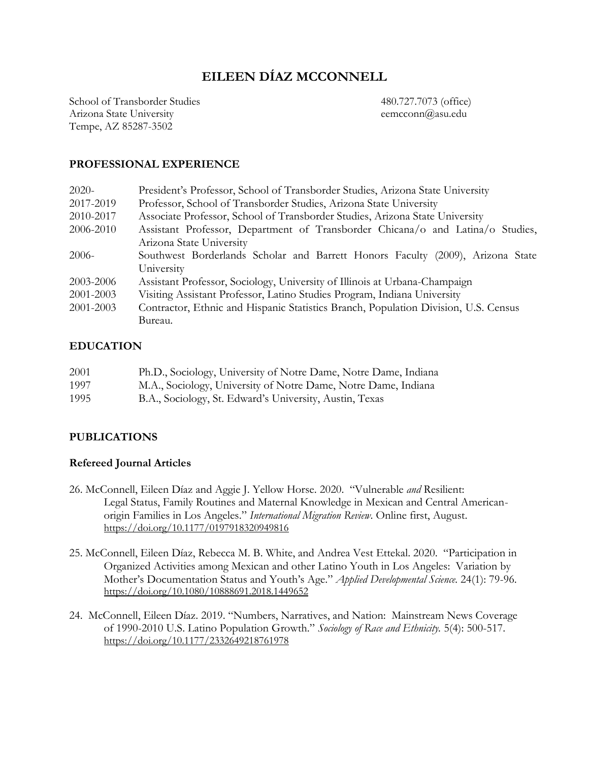# EILEEN DÍAZ MCCONNELL

School of Transborder Studies
Arizona State University
Tempe, AZ 85287-3502

480.727.7073 (office)
eemcconn@asu.edu

## PROFESSIONAL EXPERIENCE

| | |
|---|---|
| 2020- | President's Professor, School of Transborder Studies, Arizona State University |
| 2017-2019 | Professor, School of Transborder Studies, Arizona State University |
| 2010-2017 | Associate Professor, School of Transborder Studies, Arizona State University |
| 2006-2010 | Assistant Professor, Department of Transborder Chicana/o and Latina/o Studies, Arizona State University |
| 2006- | Southwest Borderlands Scholar and Barrett Honors Faculty (2009), Arizona State University |
| 2003-2006 | Assistant Professor, Sociology, University of Illinois at Urbana-Champaign |
| 2001-2003 | Visiting Assistant Professor, Latino Studies Program, Indiana University |
| 2001-2003 | Contractor, Ethnic and Hispanic Statistics Branch, Population Division, U.S. Census Bureau. |

## EDUCATION

| | |
|---|---|
| 2001 | Ph.D., Sociology, University of Notre Dame, Notre Dame, Indiana |
| 1997 | M.A., Sociology, University of Notre Dame, Notre Dame, Indiana |
| 1995 | B.A., Sociology, St. Edward's University, Austin, Texas |

## PUBLICATIONS

### Refereed Journal Articles

26. McConnell, Eileen Díaz and Aggie J. Yellow Horse. 2020. "Vulnerable *and* Resilient: Legal Status, Family Routines and Maternal Knowledge in Mexican and Central American-origin Families in Los Angeles." *International Migration Review.* Online first, August. https://doi.org/10.1177/0197918320949816

25. McConnell, Eileen Díaz, Rebecca M. B. White, and Andrea Vest Ettekal. 2020. "Participation in Organized Activities among Mexican and other Latino Youth in Los Angeles: Variation by Mother's Documentation Status and Youth's Age." *Applied Developmental Science.* 24(1): 79-96. https://doi.org/10.1080/10888691.2018.1449652

24. McConnell, Eileen Díaz. 2019. "Numbers, Narratives, and Nation: Mainstream News Coverage of 1990-2010 U.S. Latino Population Growth." *Sociology of Race and Ethnicity.* 5(4): 500-517. https://doi.org/10.1177/2332649218761978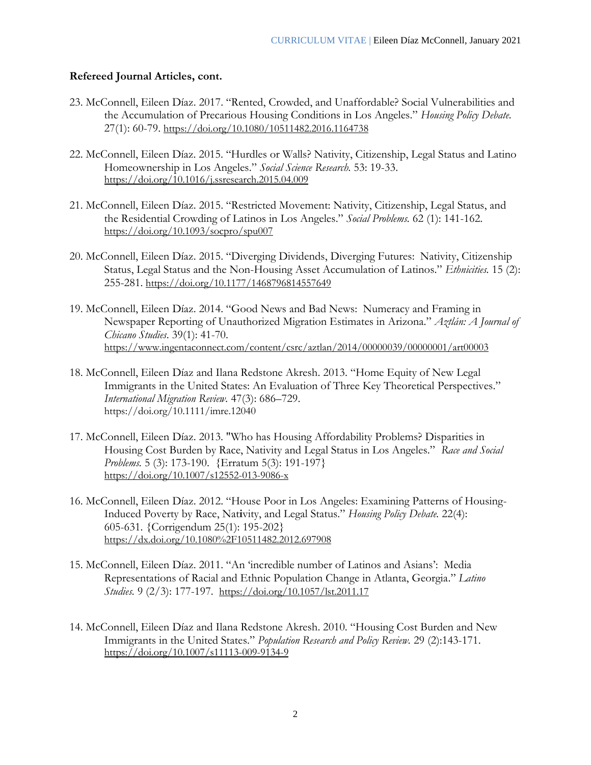**Refereed Journal Articles, cont.**

23. McConnell, Eileen Díaz. 2017. "Rented, Crowded, and Unaffordable? Social Vulnerabilities and the Accumulation of Precarious Housing Conditions in Los Angeles." *Housing Policy Debate.* 27(1): 60-79. https://doi.org/10.1080/10511482.2016.1164738

22. McConnell, Eileen Díaz. 2015. "Hurdles or Walls? Nativity, Citizenship, Legal Status and Latino Homeownership in Los Angeles." *Social Science Research.* 53: 19-33. https://doi.org/10.1016/j.ssresearch.2015.04.009

21. McConnell, Eileen Díaz. 2015. "Restricted Movement: Nativity, Citizenship, Legal Status, and the Residential Crowding of Latinos in Los Angeles." *Social Problems.* 62 (1): 141-162. https://doi.org/10.1093/socpro/spu007

20. McConnell, Eileen Díaz. 2015. "Diverging Dividends, Diverging Futures: Nativity, Citizenship Status, Legal Status and the Non-Housing Asset Accumulation of Latinos." *Ethnicities.* 15 (2): 255-281. https://doi.org/10.1177/1468796814557649

19. McConnell, Eileen Díaz. 2014. "Good News and Bad News: Numeracy and Framing in Newspaper Reporting of Unauthorized Migration Estimates in Arizona." *Aztlán: A Journal of Chicano Studies*. 39(1): 41-70. https://www.ingentaconnect.com/content/csrc/aztlan/2014/00000039/00000001/art00003

18. McConnell, Eileen Díaz and Ilana Redstone Akresh. 2013. "Home Equity of New Legal Immigrants in the United States: An Evaluation of Three Key Theoretical Perspectives." *International Migration Review*. 47(3): 686–729. https://doi.org/10.1111/imre.12040

17. McConnell, Eileen Díaz. 2013. "Who has Housing Affordability Problems? Disparities in Housing Cost Burden by Race, Nativity and Legal Status in Los Angeles." *Race and Social Problems.* 5 (3): 173-190. {Erratum 5(3): 191-197} https://doi.org/10.1007/s12552-013-9086-x

16. McConnell, Eileen Díaz. 2012. "House Poor in Los Angeles: Examining Patterns of Housing-Induced Poverty by Race, Nativity, and Legal Status." *Housing Policy Debate.* 22(4): 605-631. {Corrigendum 25(1): 195-202} https://dx.doi.org/10.1080%2F10511482.2012.697908

15. McConnell, Eileen Díaz. 2011. "An 'incredible number of Latinos and Asians': Media Representations of Racial and Ethnic Population Change in Atlanta, Georgia." *Latino Studies.* 9 (2/3): 177-197. https://doi.org/10.1057/lst.2011.17

14. McConnell, Eileen Díaz and Ilana Redstone Akresh. 2010. "Housing Cost Burden and New Immigrants in the United States." *Population Research and Policy Review.* 29 (2):143-171. https://doi.org/10.1007/s11113-009-9134-9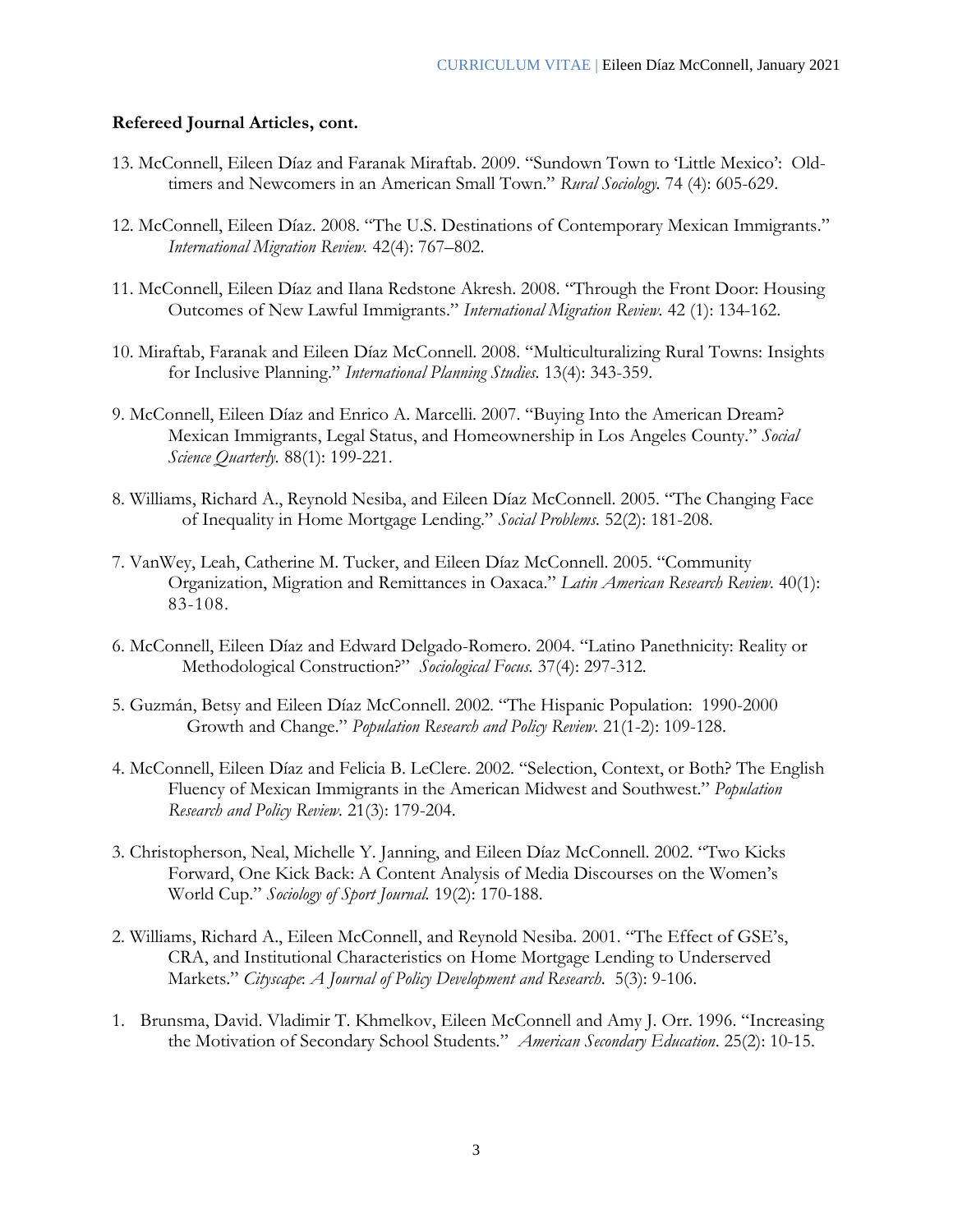**Refereed Journal Articles, cont.**

13. McConnell, Eileen Díaz and Faranak Miraftab. 2009. "Sundown Town to 'Little Mexico': Old-timers and Newcomers in an American Small Town." *Rural Sociology.* 74 (4): 605-629.

12. McConnell, Eileen Díaz. 2008. "The U.S. Destinations of Contemporary Mexican Immigrants." *International Migration Review.* 42(4): 767–802.

11. McConnell, Eileen Díaz and Ilana Redstone Akresh. 2008. "Through the Front Door: Housing Outcomes of New Lawful Immigrants." *International Migration Review.* 42 (1): 134-162.

10. Miraftab, Faranak and Eileen Díaz McConnell. 2008. "Multiculturalizing Rural Towns: Insights for Inclusive Planning." *International Planning Studies.* 13(4): 343-359.

9. McConnell, Eileen Díaz and Enrico A. Marcelli. 2007. "Buying Into the American Dream? Mexican Immigrants, Legal Status, and Homeownership in Los Angeles County." *Social Science Quarterly.* 88(1): 199-221.

8. Williams, Richard A., Reynold Nesiba, and Eileen Díaz McConnell. 2005. "The Changing Face of Inequality in Home Mortgage Lending." *Social Problems.* 52(2): 181-208.

7. VanWey, Leah, Catherine M. Tucker, and Eileen Díaz McConnell. 2005. "Community Organization, Migration and Remittances in Oaxaca." *Latin American Research Review.* 40(1): 83-108.

6. McConnell, Eileen Díaz and Edward Delgado-Romero. 2004. "Latino Panethnicity: Reality or Methodological Construction?" *Sociological Focus.* 37(4): 297-312.

5. Guzmán, Betsy and Eileen Díaz McConnell. 2002. "The Hispanic Population: 1990-2000 Growth and Change." *Population Research and Policy Review.* 21(1-2): 109-128.

4. McConnell, Eileen Díaz and Felicia B. LeClere. 2002. "Selection, Context, or Both? The English Fluency of Mexican Immigrants in the American Midwest and Southwest." *Population Research and Policy Review.* 21(3): 179-204.

3. Christopherson, Neal, Michelle Y. Janning, and Eileen Díaz McConnell. 2002. "Two Kicks Forward, One Kick Back: A Content Analysis of Media Discourses on the Women's World Cup." *Sociology of Sport Journal.* 19(2): 170-188.

2. Williams, Richard A., Eileen McConnell, and Reynold Nesiba. 2001. "The Effect of GSE's, CRA, and Institutional Characteristics on Home Mortgage Lending to Underserved Markets." *Cityscape: A Journal of Policy Development and Research.* 5(3): 9-106.

1. Brunsma, David. Vladimir T. Khmelkov, Eileen McConnell and Amy J. Orr. 1996. "Increasing the Motivation of Secondary School Students." *American Secondary Education.* 25(2): 10-15.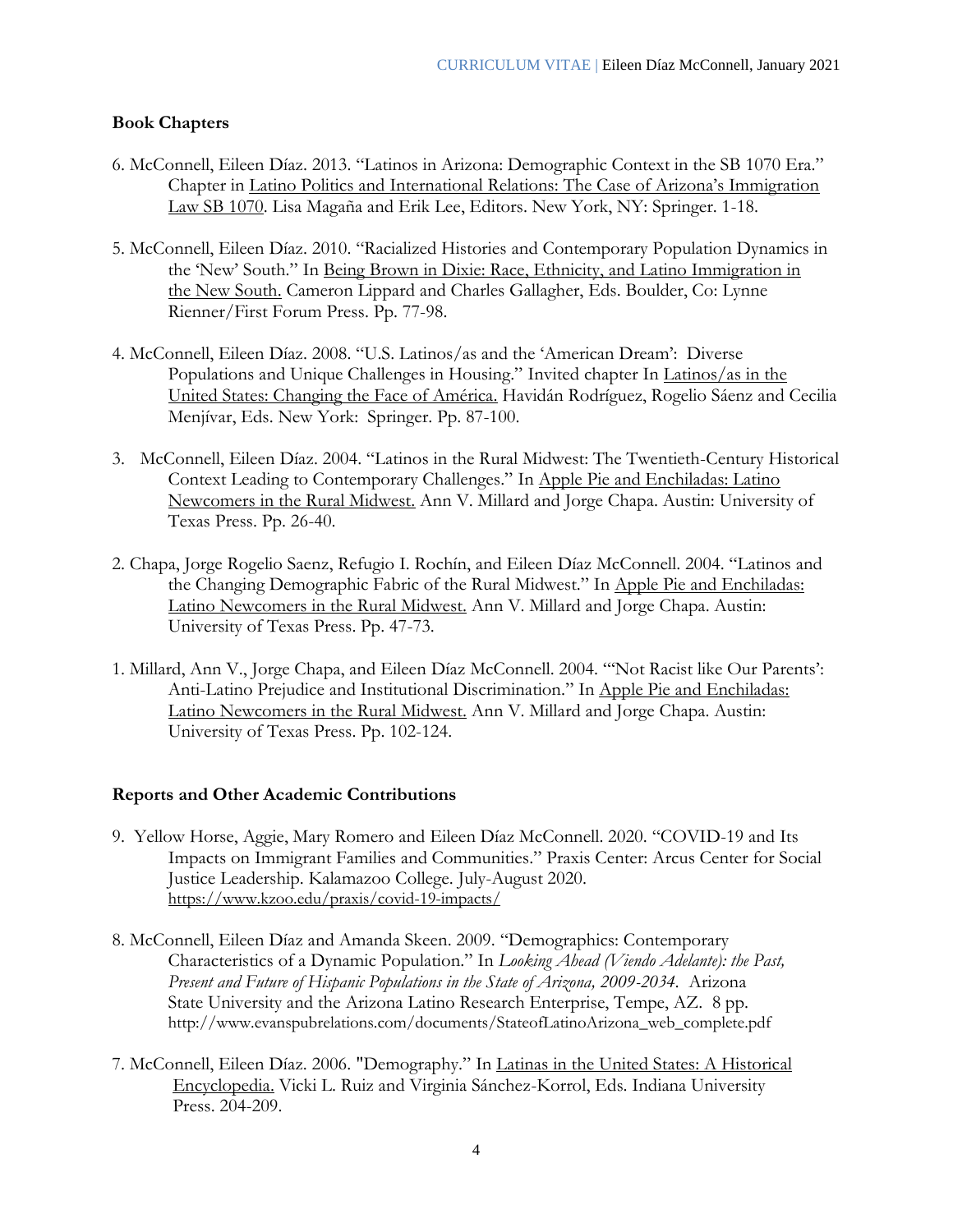**Book Chapters**

6. McConnell, Eileen Díaz. 2013. "Latinos in Arizona: Demographic Context in the SB 1070 Era." Chapter in Latino Politics and International Relations: The Case of Arizona's Immigration Law SB 1070. Lisa Magaña and Erik Lee, Editors. New York, NY: Springer. 1-18.

5. McConnell, Eileen Díaz. 2010. "Racialized Histories and Contemporary Population Dynamics in the 'New' South." In Being Brown in Dixie: Race, Ethnicity, and Latino Immigration in the New South. Cameron Lippard and Charles Gallagher, Eds. Boulder, Co: Lynne Rienner/First Forum Press. Pp. 77-98.

4. McConnell, Eileen Díaz. 2008. "U.S. Latinos/as and the 'American Dream': Diverse Populations and Unique Challenges in Housing." Invited chapter In Latinos/as in the United States: Changing the Face of América. Havidán Rodríguez, Rogelio Sáenz and Cecilia Menjívar, Eds. New York: Springer. Pp. 87-100.

3. McConnell, Eileen Díaz. 2004. "Latinos in the Rural Midwest: The Twentieth-Century Historical Context Leading to Contemporary Challenges." In Apple Pie and Enchiladas: Latino Newcomers in the Rural Midwest. Ann V. Millard and Jorge Chapa. Austin: University of Texas Press. Pp. 26-40.

2. Chapa, Jorge Rogelio Saenz, Refugio I. Rochín, and Eileen Díaz McConnell. 2004. "Latinos and the Changing Demographic Fabric of the Rural Midwest." In Apple Pie and Enchiladas: Latino Newcomers in the Rural Midwest. Ann V. Millard and Jorge Chapa. Austin: University of Texas Press. Pp. 47-73.

1. Millard, Ann V., Jorge Chapa, and Eileen Díaz McConnell. 2004. "'Not Racist like Our Parents': Anti-Latino Prejudice and Institutional Discrimination." In Apple Pie and Enchiladas: Latino Newcomers in the Rural Midwest. Ann V. Millard and Jorge Chapa. Austin: University of Texas Press. Pp. 102-124.

**Reports and Other Academic Contributions**

9. Yellow Horse, Aggie, Mary Romero and Eileen Díaz McConnell. 2020. "COVID-19 and Its Impacts on Immigrant Families and Communities." Praxis Center: Arcus Center for Social Justice Leadership. Kalamazoo College. July-August 2020. https://www.kzoo.edu/praxis/covid-19-impacts/

8. McConnell, Eileen Díaz and Amanda Skeen. 2009. "Demographics: Contemporary Characteristics of a Dynamic Population." In *Looking Ahead (Viendo Adelante): the Past, Present and Future of Hispanic Populations in the State of Arizona, 2009-2034*. Arizona State University and the Arizona Latino Research Enterprise, Tempe, AZ. 8 pp. http://www.evanspubrelations.com/documents/StateofLatinoArizona_web_complete.pdf

7. McConnell, Eileen Díaz. 2006. "Demography." In Latinas in the United States: A Historical Encyclopedia. Vicki L. Ruiz and Virginia Sánchez-Korrol, Eds. Indiana University Press. 204-209.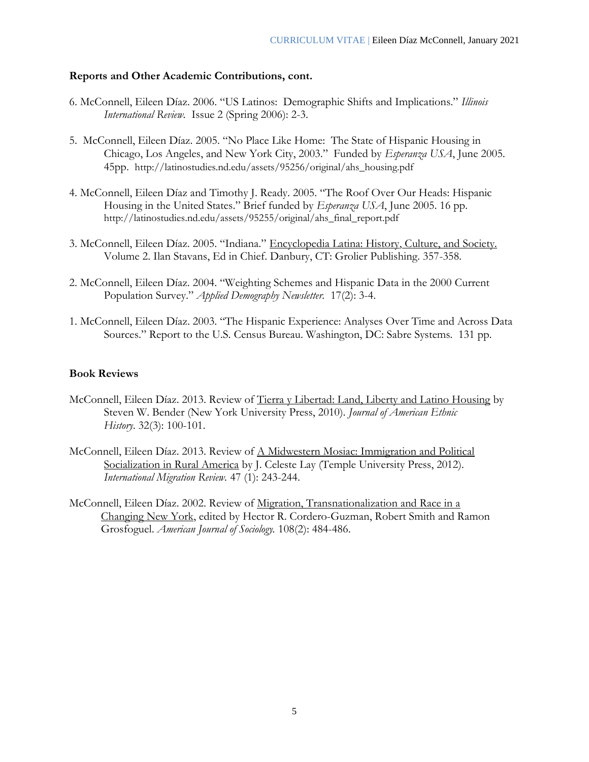### Reports and Other Academic Contributions, cont.

6. McConnell, Eileen Díaz. 2006. "US Latinos: Demographic Shifts and Implications." *Illinois International Review*. Issue 2 (Spring 2006): 2-3.

5. McConnell, Eileen Díaz. 2005. "No Place Like Home: The State of Hispanic Housing in Chicago, Los Angeles, and New York City, 2003." Funded by *Esperanza USA*, June 2005. 45pp. http://latinostudies.nd.edu/assets/95256/original/ahs_housing.pdf

4. McConnell, Eileen Díaz and Timothy J. Ready. 2005. "The Roof Over Our Heads: Hispanic Housing in the United States." Brief funded by *Esperanza USA*, June 2005. 16 pp. http://latinostudies.nd.edu/assets/95255/original/ahs_final_report.pdf

3. McConnell, Eileen Díaz. 2005. "Indiana." Encyclopedia Latina: History, Culture, and Society. Volume 2. Ilan Stavans, Ed in Chief. Danbury, CT: Grolier Publishing. 357-358.

2. McConnell, Eileen Díaz. 2004. "Weighting Schemes and Hispanic Data in the 2000 Current Population Survey." *Applied Demography Newsletter*. 17(2): 3-4.

1. McConnell, Eileen Díaz. 2003. "The Hispanic Experience: Analyses Over Time and Across Data Sources." Report to the U.S. Census Bureau. Washington, DC: Sabre Systems. 131 pp.

### Book Reviews

McConnell, Eileen Díaz. 2013. Review of Tierra y Libertad: Land, Liberty and Latino Housing by Steven W. Bender (New York University Press, 2010). *Journal of American Ethnic History*. 32(3): 100-101.

McConnell, Eileen Díaz. 2013. Review of A Midwestern Mosiac: Immigration and Political Socialization in Rural America by J. Celeste Lay (Temple University Press, 2012). *International Migration Review*. 47 (1): 243-244.

McConnell, Eileen Díaz. 2002. Review of Migration, Transnationalization and Race in a Changing New York, edited by Hector R. Cordero-Guzman, Robert Smith and Ramon Grosfoguel. *American Journal of Sociology*. 108(2): 484-486.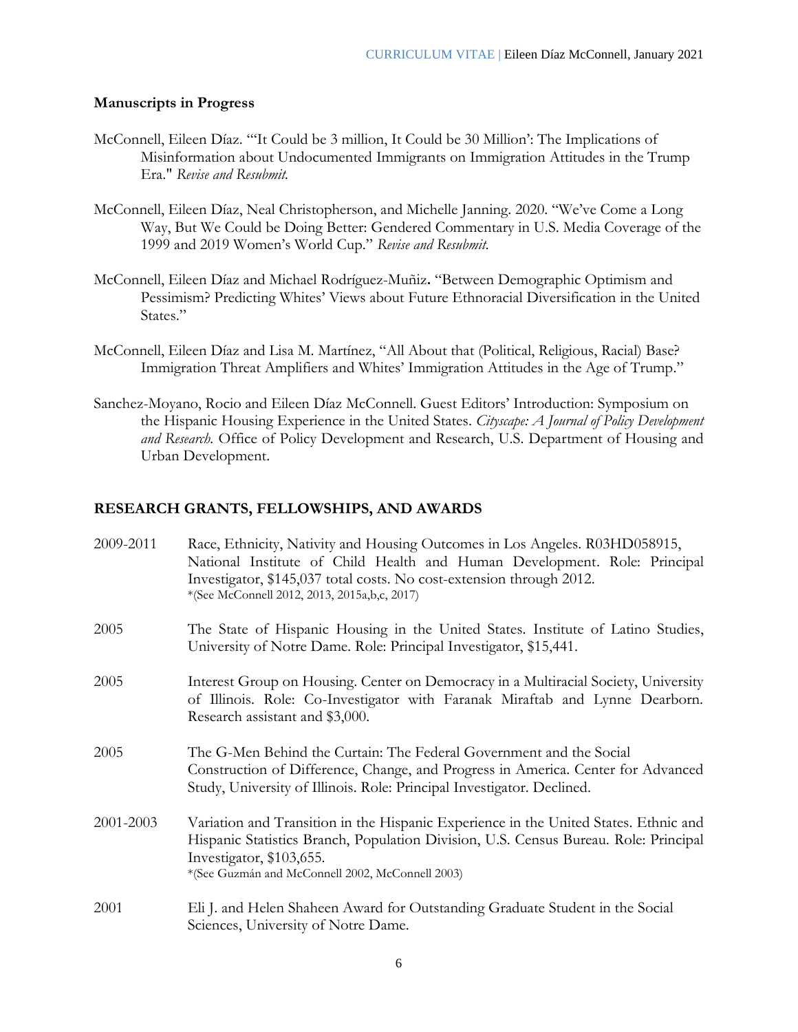### Manuscripts in Progress

McConnell, Eileen Díaz. "'It Could be 3 million, It Could be 30 Million': The Implications of Misinformation about Undocumented Immigrants on Immigration Attitudes in the Trump Era." *Revise and Resubmit.*

McConnell, Eileen Díaz, Neal Christopherson, and Michelle Janning. 2020. "We've Come a Long Way, But We Could be Doing Better: Gendered Commentary in U.S. Media Coverage of the 1999 and 2019 Women's World Cup." *Revise and Resubmit.*

McConnell, Eileen Díaz and Michael Rodríguez-Muñiz**.** "Between Demographic Optimism and Pessimism? Predicting Whites' Views about Future Ethnoracial Diversification in the United States."

McConnell, Eileen Díaz and Lisa M. Martínez, "All About that (Political, Religious, Racial) Base? Immigration Threat Amplifiers and Whites' Immigration Attitudes in the Age of Trump."

Sanchez-Moyano, Rocio and Eileen Díaz McConnell. Guest Editors' Introduction: Symposium on the Hispanic Housing Experience in the United States. *Cityscape: A Journal of Policy Development and Research.* Office of Policy Development and Research, U.S. Department of Housing and Urban Development.

## RESEARCH GRANTS, FELLOWSHIPS, AND AWARDS

2009-2011 Race, Ethnicity, Nativity and Housing Outcomes in Los Angeles. R03HD058915, National Institute of Child Health and Human Development. Role: Principal Investigator, $145,037 total costs. No cost-extension through 2012.
*(See McConnell 2012, 2013, 2015a,b,c, 2017)

2005 The State of Hispanic Housing in the United States. Institute of Latino Studies, University of Notre Dame. Role: Principal Investigator, $15,441.

2005 Interest Group on Housing. Center on Democracy in a Multiracial Society, University of Illinois. Role: Co-Investigator with Faranak Miraftab and Lynne Dearborn. Research assistant and $3,000.

2005 The G-Men Behind the Curtain: The Federal Government and the Social Construction of Difference, Change, and Progress in America. Center for Advanced Study, University of Illinois. Role: Principal Investigator. Declined.

2001-2003 Variation and Transition in the Hispanic Experience in the United States. Ethnic and Hispanic Statistics Branch, Population Division, U.S. Census Bureau. Role: Principal Investigator, $103,655.
*(See Guzmán and McConnell 2002, McConnell 2003)

2001 Eli J. and Helen Shaheen Award for Outstanding Graduate Student in the Social Sciences, University of Notre Dame.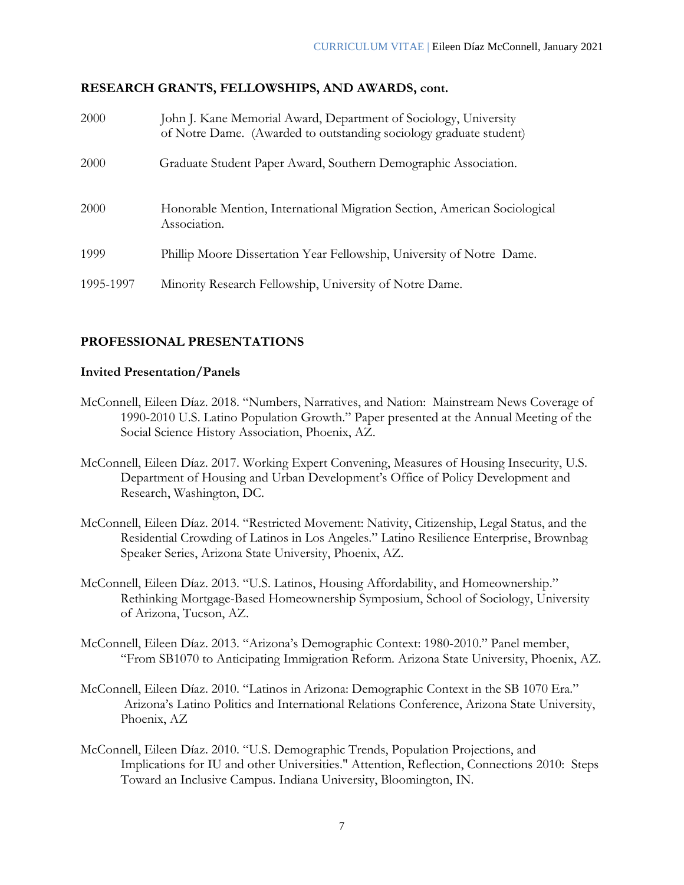## RESEARCH GRANTS, FELLOWSHIPS, AND AWARDS, cont.

| | |
|---|---|
| 2000 | John J. Kane Memorial Award, Department of Sociology, University of Notre Dame. (Awarded to outstanding sociology graduate student) |
| 2000 | Graduate Student Paper Award, Southern Demographic Association. |
| 2000 | Honorable Mention, International Migration Section, American Sociological Association. |
| 1999 | Phillip Moore Dissertation Year Fellowship, University of Notre Dame. |
| 1995-1997 | Minority Research Fellowship, University of Notre Dame. |

## PROFESSIONAL PRESENTATIONS

### Invited Presentation/Panels

McConnell, Eileen Díaz. 2018. "Numbers, Narratives, and Nation: Mainstream News Coverage of 1990-2010 U.S. Latino Population Growth." Paper presented at the Annual Meeting of the Social Science History Association, Phoenix, AZ.

McConnell, Eileen Díaz. 2017. Working Expert Convening, Measures of Housing Insecurity, U.S. Department of Housing and Urban Development's Office of Policy Development and Research, Washington, DC.

McConnell, Eileen Díaz. 2014. "Restricted Movement: Nativity, Citizenship, Legal Status, and the Residential Crowding of Latinos in Los Angeles." Latino Resilience Enterprise, Brownbag Speaker Series, Arizona State University, Phoenix, AZ.

McConnell, Eileen Díaz. 2013. "U.S. Latinos, Housing Affordability, and Homeownership." Rethinking Mortgage-Based Homeownership Symposium, School of Sociology, University of Arizona, Tucson, AZ.

McConnell, Eileen Díaz. 2013. "Arizona's Demographic Context: 1980-2010." Panel member, "From SB1070 to Anticipating Immigration Reform. Arizona State University, Phoenix, AZ.

McConnell, Eileen Díaz. 2010. "Latinos in Arizona: Demographic Context in the SB 1070 Era." Arizona's Latino Politics and International Relations Conference, Arizona State University, Phoenix, AZ

McConnell, Eileen Díaz. 2010. "U.S. Demographic Trends, Population Projections, and Implications for IU and other Universities." Attention, Reflection, Connections 2010: Steps Toward an Inclusive Campus. Indiana University, Bloomington, IN.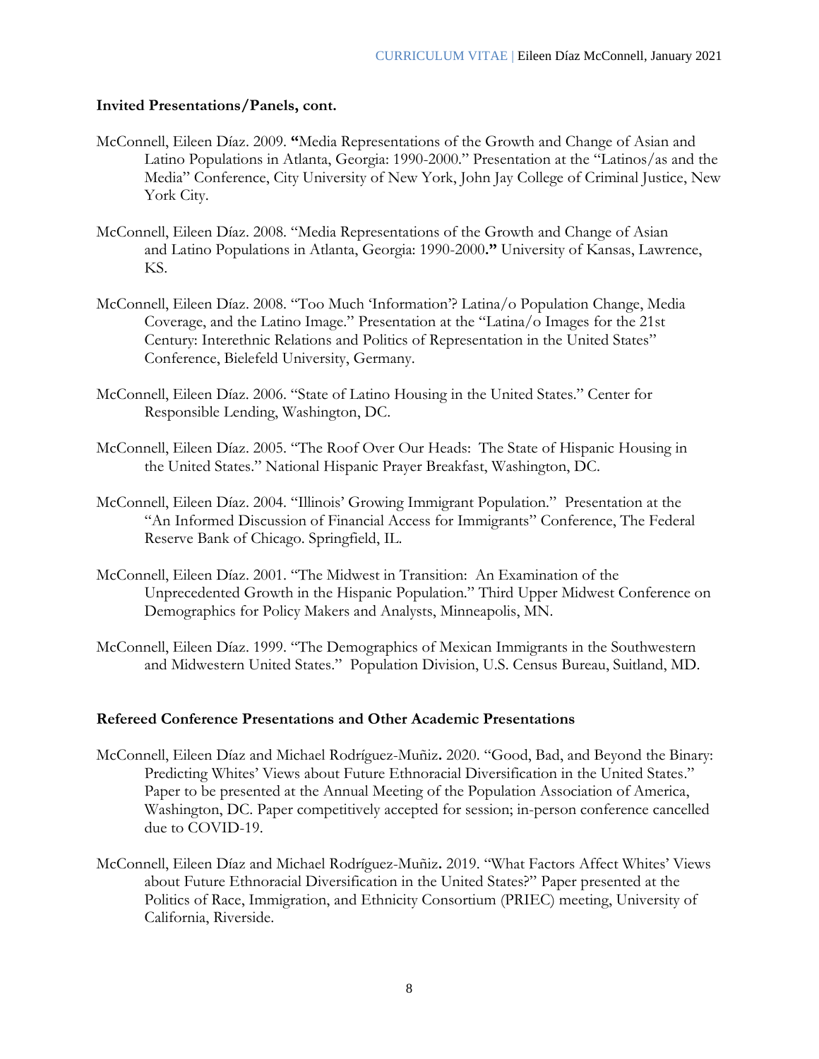### Invited Presentations/Panels, cont.

McConnell, Eileen Díaz. 2009. "Media Representations of the Growth and Change of Asian and Latino Populations in Atlanta, Georgia: 1990-2000." Presentation at the "Latinos/as and the Media" Conference, City University of New York, John Jay College of Criminal Justice, New York City.

McConnell, Eileen Díaz. 2008. "Media Representations of the Growth and Change of Asian and Latino Populations in Atlanta, Georgia: 1990-2000." University of Kansas, Lawrence, KS.

McConnell, Eileen Díaz. 2008. "Too Much 'Information'? Latina/o Population Change, Media Coverage, and the Latino Image." Presentation at the "Latina/o Images for the 21st Century: Interethnic Relations and Politics of Representation in the United States" Conference, Bielefeld University, Germany.

McConnell, Eileen Díaz. 2006. "State of Latino Housing in the United States." Center for Responsible Lending, Washington, DC.

McConnell, Eileen Díaz. 2005. "The Roof Over Our Heads: The State of Hispanic Housing in the United States." National Hispanic Prayer Breakfast, Washington, DC.

McConnell, Eileen Díaz. 2004. "Illinois' Growing Immigrant Population." Presentation at the "An Informed Discussion of Financial Access for Immigrants" Conference, The Federal Reserve Bank of Chicago. Springfield, IL.

McConnell, Eileen Díaz. 2001. "The Midwest in Transition: An Examination of the Unprecedented Growth in the Hispanic Population." Third Upper Midwest Conference on Demographics for Policy Makers and Analysts, Minneapolis, MN.

McConnell, Eileen Díaz. 1999. "The Demographics of Mexican Immigrants in the Southwestern and Midwestern United States." Population Division, U.S. Census Bureau, Suitland, MD.

### Refereed Conference Presentations and Other Academic Presentations

McConnell, Eileen Díaz and Michael Rodríguez-Muñiz. 2020. "Good, Bad, and Beyond the Binary: Predicting Whites' Views about Future Ethnoracial Diversification in the United States." Paper to be presented at the Annual Meeting of the Population Association of America, Washington, DC. Paper competitively accepted for session; in-person conference cancelled due to COVID-19.

McConnell, Eileen Díaz and Michael Rodríguez-Muñiz. 2019. "What Factors Affect Whites' Views about Future Ethnoracial Diversification in the United States?" Paper presented at the Politics of Race, Immigration, and Ethnicity Consortium (PRIEC) meeting, University of California, Riverside.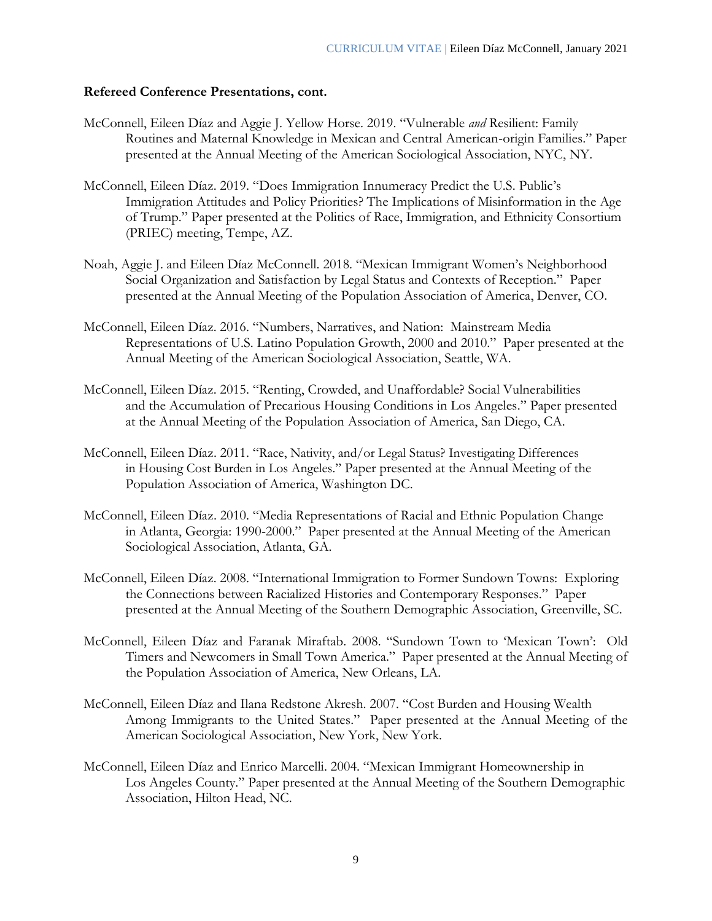**Refereed Conference Presentations, cont.**

McConnell, Eileen Díaz and Aggie J. Yellow Horse. 2019. "Vulnerable *and* Resilient: Family Routines and Maternal Knowledge in Mexican and Central American-origin Families." Paper presented at the Annual Meeting of the American Sociological Association, NYC, NY.

McConnell, Eileen Díaz. 2019. "Does Immigration Innumeracy Predict the U.S. Public's Immigration Attitudes and Policy Priorities? The Implications of Misinformation in the Age of Trump." Paper presented at the Politics of Race, Immigration, and Ethnicity Consortium (PRIEC) meeting, Tempe, AZ.

Noah, Aggie J. and Eileen Díaz McConnell. 2018. "Mexican Immigrant Women's Neighborhood Social Organization and Satisfaction by Legal Status and Contexts of Reception." Paper presented at the Annual Meeting of the Population Association of America, Denver, CO.

McConnell, Eileen Díaz. 2016. "Numbers, Narratives, and Nation: Mainstream Media Representations of U.S. Latino Population Growth, 2000 and 2010." Paper presented at the Annual Meeting of the American Sociological Association, Seattle, WA.

McConnell, Eileen Díaz. 2015. "Renting, Crowded, and Unaffordable? Social Vulnerabilities and the Accumulation of Precarious Housing Conditions in Los Angeles." Paper presented at the Annual Meeting of the Population Association of America, San Diego, CA.

McConnell, Eileen Díaz. 2011. "Race, Nativity, and/or Legal Status? Investigating Differences in Housing Cost Burden in Los Angeles." Paper presented at the Annual Meeting of the Population Association of America, Washington DC.

McConnell, Eileen Díaz. 2010. "Media Representations of Racial and Ethnic Population Change in Atlanta, Georgia: 1990-2000." Paper presented at the Annual Meeting of the American Sociological Association, Atlanta, GA.

McConnell, Eileen Díaz. 2008. "International Immigration to Former Sundown Towns: Exploring the Connections between Racialized Histories and Contemporary Responses." Paper presented at the Annual Meeting of the Southern Demographic Association, Greenville, SC.

McConnell, Eileen Díaz and Faranak Miraftab. 2008. "Sundown Town to 'Mexican Town': Old Timers and Newcomers in Small Town America." Paper presented at the Annual Meeting of the Population Association of America, New Orleans, LA.

McConnell, Eileen Díaz and Ilana Redstone Akresh. 2007. "Cost Burden and Housing Wealth Among Immigrants to the United States." Paper presented at the Annual Meeting of the American Sociological Association, New York, New York.

McConnell, Eileen Díaz and Enrico Marcelli. 2004. "Mexican Immigrant Homeownership in Los Angeles County." Paper presented at the Annual Meeting of the Southern Demographic Association, Hilton Head, NC.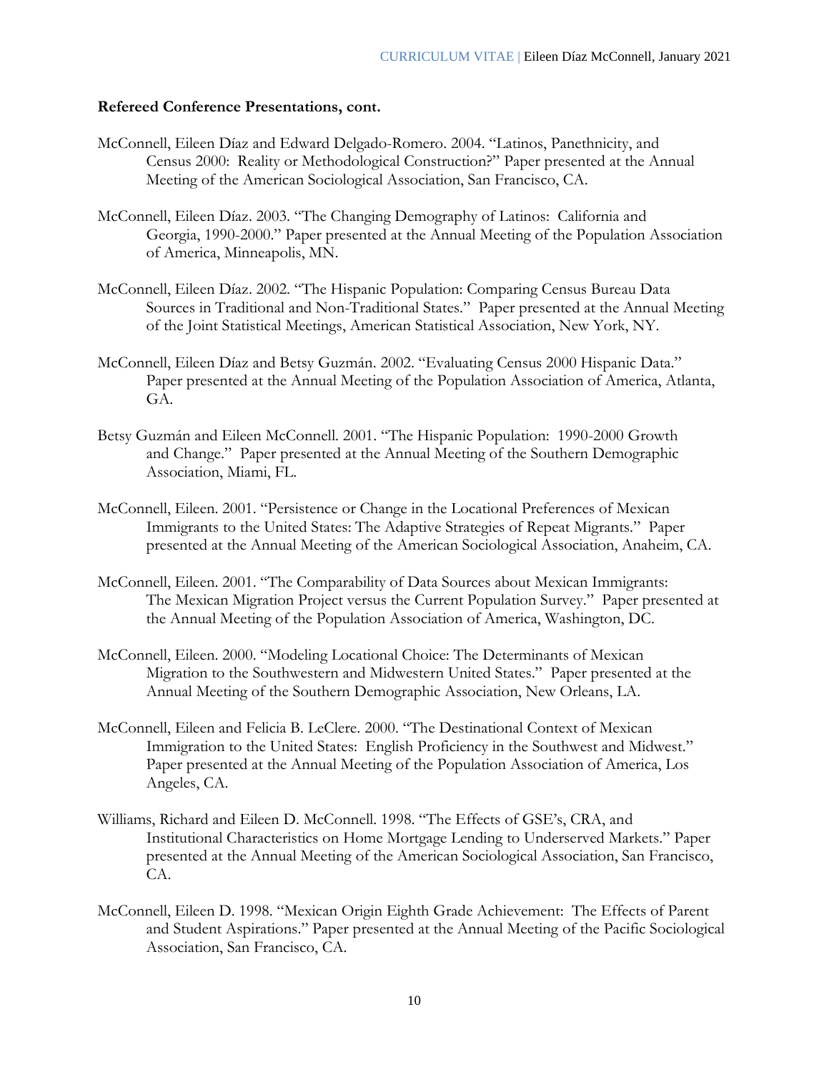**Refereed Conference Presentations, cont.**

McConnell, Eileen Díaz and Edward Delgado-Romero. 2004. "Latinos, Panethnicity, and Census 2000: Reality or Methodological Construction?" Paper presented at the Annual Meeting of the American Sociological Association, San Francisco, CA.

McConnell, Eileen Díaz. 2003. "The Changing Demography of Latinos: California and Georgia, 1990-2000." Paper presented at the Annual Meeting of the Population Association of America, Minneapolis, MN.

McConnell, Eileen Díaz. 2002. "The Hispanic Population: Comparing Census Bureau Data Sources in Traditional and Non-Traditional States." Paper presented at the Annual Meeting of the Joint Statistical Meetings, American Statistical Association, New York, NY.

McConnell, Eileen Díaz and Betsy Guzmán. 2002. "Evaluating Census 2000 Hispanic Data." Paper presented at the Annual Meeting of the Population Association of America, Atlanta, GA.

Betsy Guzmán and Eileen McConnell. 2001. "The Hispanic Population: 1990-2000 Growth and Change." Paper presented at the Annual Meeting of the Southern Demographic Association, Miami, FL.

McConnell, Eileen. 2001. "Persistence or Change in the Locational Preferences of Mexican Immigrants to the United States: The Adaptive Strategies of Repeat Migrants." Paper presented at the Annual Meeting of the American Sociological Association, Anaheim, CA.

McConnell, Eileen. 2001. "The Comparability of Data Sources about Mexican Immigrants: The Mexican Migration Project versus the Current Population Survey." Paper presented at the Annual Meeting of the Population Association of America, Washington, DC.

McConnell, Eileen. 2000. "Modeling Locational Choice: The Determinants of Mexican Migration to the Southwestern and Midwestern United States." Paper presented at the Annual Meeting of the Southern Demographic Association, New Orleans, LA.

McConnell, Eileen and Felicia B. LeClere. 2000. "The Destinational Context of Mexican Immigration to the United States: English Proficiency in the Southwest and Midwest." Paper presented at the Annual Meeting of the Population Association of America, Los Angeles, CA.

Williams, Richard and Eileen D. McConnell. 1998. "The Effects of GSE's, CRA, and Institutional Characteristics on Home Mortgage Lending to Underserved Markets." Paper presented at the Annual Meeting of the American Sociological Association, San Francisco, CA.

McConnell, Eileen D. 1998. "Mexican Origin Eighth Grade Achievement: The Effects of Parent and Student Aspirations." Paper presented at the Annual Meeting of the Pacific Sociological Association, San Francisco, CA.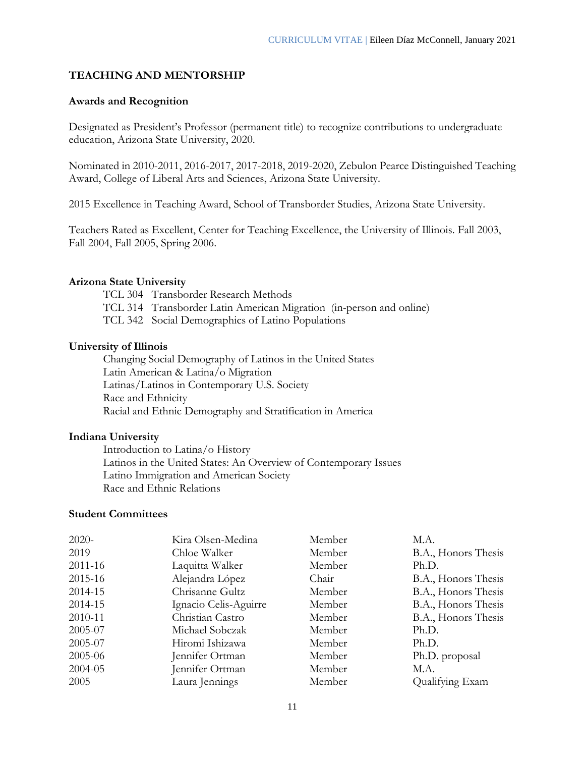## TEACHING AND MENTORSHIP

### Awards and Recognition

Designated as President's Professor (permanent title) to recognize contributions to undergraduate education, Arizona State University, 2020.

Nominated in 2010-2011, 2016-2017, 2017-2018, 2019-2020, Zebulon Pearce Distinguished Teaching Award, College of Liberal Arts and Sciences, Arizona State University.

2015 Excellence in Teaching Award, School of Transborder Studies, Arizona State University.

Teachers Rated as Excellent, Center for Teaching Excellence, the University of Illinois. Fall 2003, Fall 2004, Fall 2005, Spring 2006.

### Arizona State University

TCL 304 Transborder Research Methods
TCL 314 Transborder Latin American Migration (in-person and online)
TCL 342 Social Demographics of Latino Populations

### University of Illinois

Changing Social Demography of Latinos in the United States
Latin American & Latina/o Migration
Latinas/Latinos in Contemporary U.S. Society
Race and Ethnicity
Racial and Ethnic Demography and Stratification in America

### Indiana University

Introduction to Latina/o History
Latinos in the United States: An Overview of Contemporary Issues
Latino Immigration and American Society
Race and Ethnic Relations

### Student Committees

| | | | |
|---|---|---|---|
| 2020- | Kira Olsen-Medina | Member | M.A. |
| 2019 | Chloe Walker | Member | B.A., Honors Thesis |
| 2011-16 | Laquitta Walker | Member | Ph.D. |
| 2015-16 | Alejandra López | Chair | B.A., Honors Thesis |
| 2014-15 | Chrisanne Gultz | Member | B.A., Honors Thesis |
| 2014-15 | Ignacio Celis-Aguirre | Member | B.A., Honors Thesis |
| 2010-11 | Christian Castro | Member | B.A., Honors Thesis |
| 2005-07 | Michael Sobczak | Member | Ph.D. |
| 2005-07 | Hiromi Ishizawa | Member | Ph.D. |
| 2005-06 | Jennifer Ortman | Member | Ph.D. proposal |
| 2004-05 | Jennifer Ortman | Member | M.A. |
| 2005 | Laura Jennings | Member | Qualifying Exam |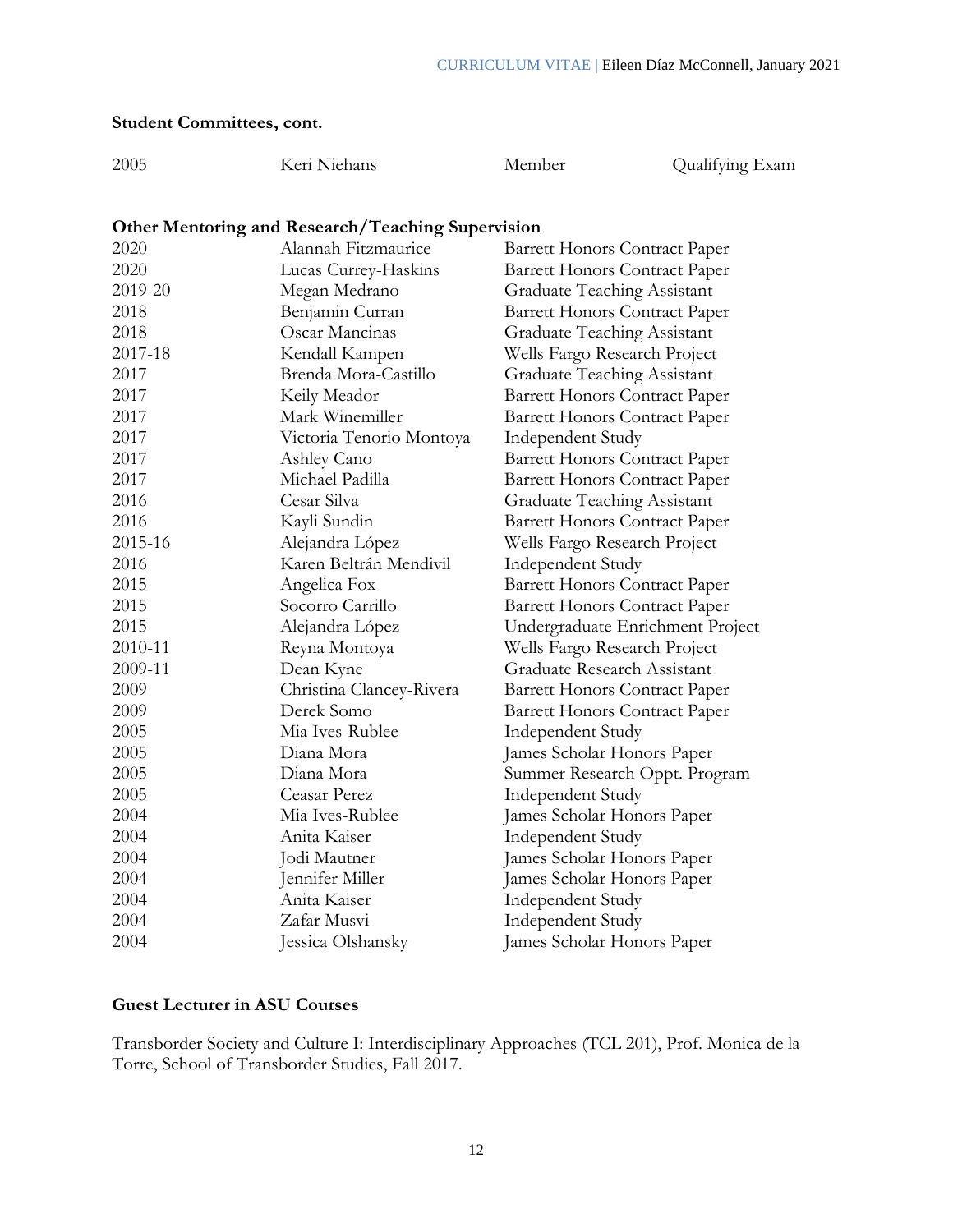**Student Committees, cont.**

| | | | |
|---|---|---|---|
| 2005 | Keri Niehans | Member | Qualifying Exam |

**Other Mentoring and Research/Teaching Supervision**

| | | |
|---|---|---|
| 2020 | Alannah Fitzmaurice | Barrett Honors Contract Paper |
| 2020 | Lucas Currey-Haskins | Barrett Honors Contract Paper |
| 2019-20 | Megan Medrano | Graduate Teaching Assistant |
| 2018 | Benjamin Curran | Barrett Honors Contract Paper |
| 2018 | Oscar Mancinas | Graduate Teaching Assistant |
| 2017-18 | Kendall Kampen | Wells Fargo Research Project |
| 2017 | Brenda Mora-Castillo | Graduate Teaching Assistant |
| 2017 | Keily Meador | Barrett Honors Contract Paper |
| 2017 | Mark Winemiller | Barrett Honors Contract Paper |
| 2017 | Victoria Tenorio Montoya | Independent Study |
| 2017 | Ashley Cano | Barrett Honors Contract Paper |
| 2017 | Michael Padilla | Barrett Honors Contract Paper |
| 2016 | Cesar Silva | Graduate Teaching Assistant |
| 2016 | Kayli Sundin | Barrett Honors Contract Paper |
| 2015-16 | Alejandra López | Wells Fargo Research Project |
| 2016 | Karen Beltrán Mendivil | Independent Study |
| 2015 | Angelica Fox | Barrett Honors Contract Paper |
| 2015 | Socorro Carrillo | Barrett Honors Contract Paper |
| 2015 | Alejandra López | Undergraduate Enrichment Project |
| 2010-11 | Reyna Montoya | Wells Fargo Research Project |
| 2009-11 | Dean Kyne | Graduate Research Assistant |
| 2009 | Christina Clancey-Rivera | Barrett Honors Contract Paper |
| 2009 | Derek Somo | Barrett Honors Contract Paper |
| 2005 | Mia Ives-Rublee | Independent Study |
| 2005 | Diana Mora | James Scholar Honors Paper |
| 2005 | Diana Mora | Summer Research Oppt. Program |
| 2005 | Ceasar Perez | Independent Study |
| 2004 | Mia Ives-Rublee | James Scholar Honors Paper |
| 2004 | Anita Kaiser | Independent Study |
| 2004 | Jodi Mautner | James Scholar Honors Paper |
| 2004 | Jennifer Miller | James Scholar Honors Paper |
| 2004 | Anita Kaiser | Independent Study |
| 2004 | Zafar Musvi | Independent Study |
| 2004 | Jessica Olshansky | James Scholar Honors Paper |

**Guest Lecturer in ASU Courses**

Transborder Society and Culture I: Interdisciplinary Approaches (TCL 201), Prof. Monica de la Torre, School of Transborder Studies, Fall 2017.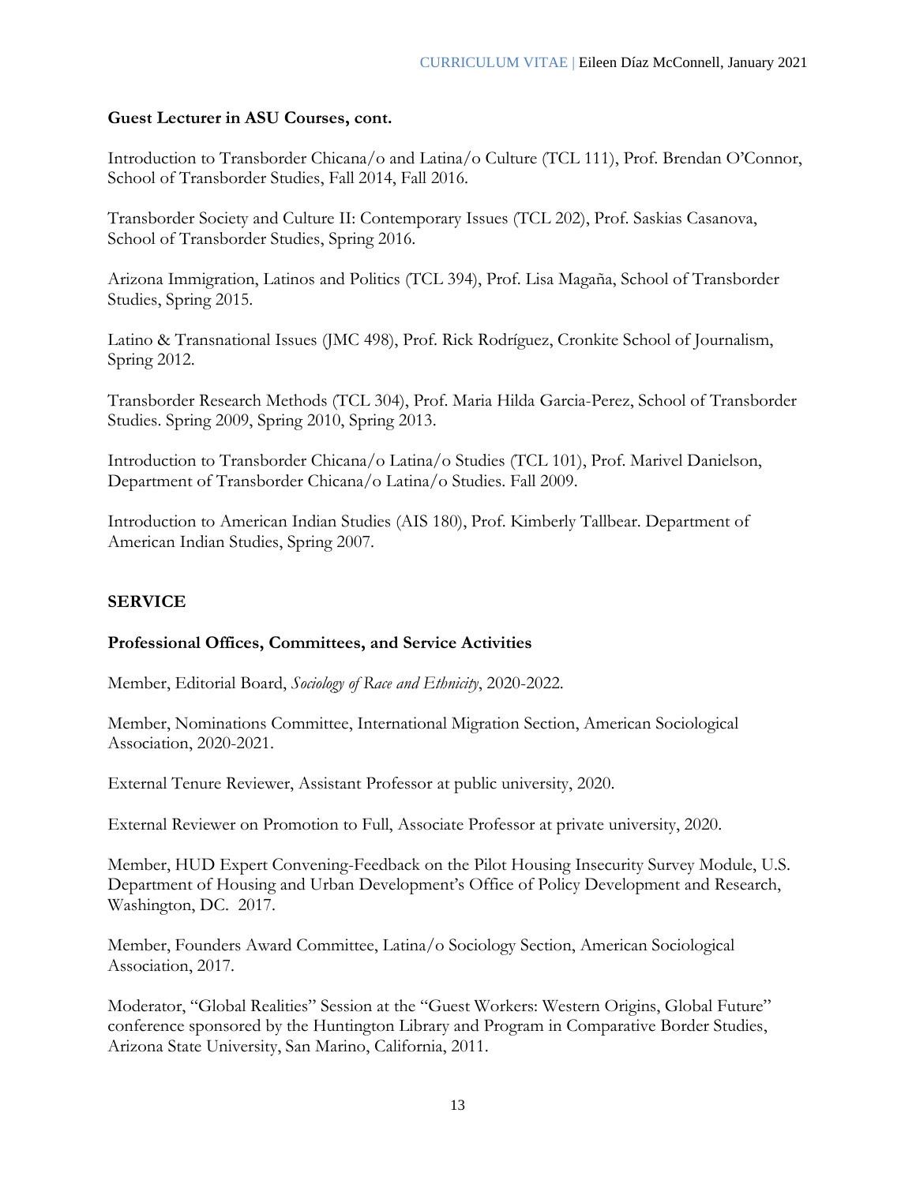### Guest Lecturer in ASU Courses, cont.

Introduction to Transborder Chicana/o and Latina/o Culture (TCL 111), Prof. Brendan O'Connor, School of Transborder Studies, Fall 2014, Fall 2016.

Transborder Society and Culture II: Contemporary Issues (TCL 202), Prof. Saskias Casanova, School of Transborder Studies, Spring 2016.

Arizona Immigration, Latinos and Politics (TCL 394), Prof. Lisa Magaña, School of Transborder Studies, Spring 2015.

Latino & Transnational Issues (JMC 498), Prof. Rick Rodríguez, Cronkite School of Journalism, Spring 2012.

Transborder Research Methods (TCL 304), Prof. Maria Hilda Garcia-Perez, School of Transborder Studies. Spring 2009, Spring 2010, Spring 2013.

Introduction to Transborder Chicana/o Latina/o Studies (TCL 101), Prof. Marivel Danielson, Department of Transborder Chicana/o Latina/o Studies. Fall 2009.

Introduction to American Indian Studies (AIS 180), Prof. Kimberly Tallbear. Department of American Indian Studies, Spring 2007.

## SERVICE

### Professional Offices, Committees, and Service Activities

Member, Editorial Board, *Sociology of Race and Ethnicity*, 2020-2022.

Member, Nominations Committee, International Migration Section, American Sociological Association, 2020-2021.

External Tenure Reviewer, Assistant Professor at public university, 2020.

External Reviewer on Promotion to Full, Associate Professor at private university, 2020.

Member, HUD Expert Convening-Feedback on the Pilot Housing Insecurity Survey Module, U.S. Department of Housing and Urban Development's Office of Policy Development and Research, Washington, DC. 2017.

Member, Founders Award Committee, Latina/o Sociology Section, American Sociological Association, 2017.

Moderator, "Global Realities" Session at the "Guest Workers: Western Origins, Global Future" conference sponsored by the Huntington Library and Program in Comparative Border Studies, Arizona State University, San Marino, California, 2011.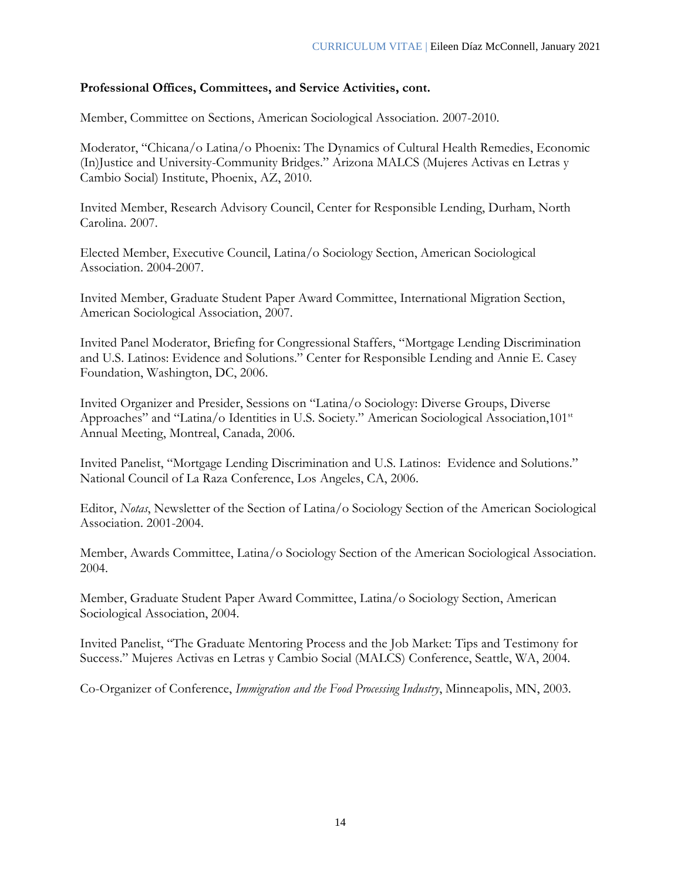**Professional Offices, Committees, and Service Activities, cont.**

Member, Committee on Sections, American Sociological Association. 2007-2010.

Moderator, "Chicana/o Latina/o Phoenix: The Dynamics of Cultural Health Remedies, Economic (In)Justice and University-Community Bridges." Arizona MALCS (Mujeres Activas en Letras y Cambio Social) Institute, Phoenix, AZ, 2010.

Invited Member, Research Advisory Council, Center for Responsible Lending, Durham, North Carolina. 2007.

Elected Member, Executive Council, Latina/o Sociology Section, American Sociological Association. 2004-2007.

Invited Member, Graduate Student Paper Award Committee, International Migration Section, American Sociological Association, 2007.

Invited Panel Moderator, Briefing for Congressional Staffers, "Mortgage Lending Discrimination and U.S. Latinos: Evidence and Solutions." Center for Responsible Lending and Annie E. Casey Foundation, Washington, DC, 2006.

Invited Organizer and Presider, Sessions on "Latina/o Sociology: Diverse Groups, Diverse Approaches" and "Latina/o Identities in U.S. Society." American Sociological Association,101st Annual Meeting, Montreal, Canada, 2006.

Invited Panelist, "Mortgage Lending Discrimination and U.S. Latinos: Evidence and Solutions." National Council of La Raza Conference, Los Angeles, CA, 2006.

Editor, *Notas*, Newsletter of the Section of Latina/o Sociology Section of the American Sociological Association. 2001-2004.

Member, Awards Committee, Latina/o Sociology Section of the American Sociological Association. 2004.

Member, Graduate Student Paper Award Committee, Latina/o Sociology Section, American Sociological Association, 2004.

Invited Panelist, "The Graduate Mentoring Process and the Job Market: Tips and Testimony for Success." Mujeres Activas en Letras y Cambio Social (MALCS) Conference, Seattle, WA, 2004.

Co-Organizer of Conference, *Immigration and the Food Processing Industry*, Minneapolis, MN, 2003.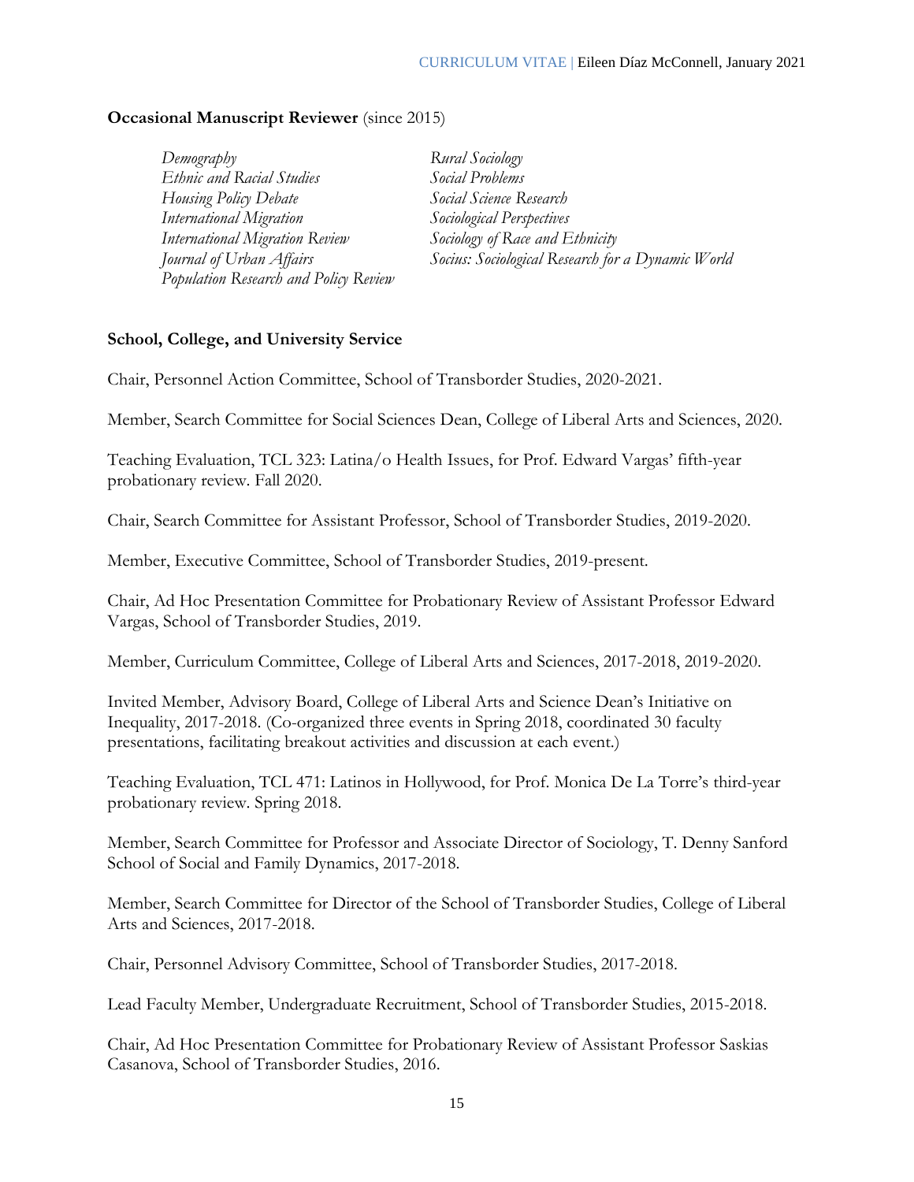**Occasional Manuscript Reviewer** (since 2015)

*Demography*
*Ethnic and Racial Studies*
*Housing Policy Debate*
*International Migration*
*International Migration Review*
*Journal of Urban Affairs*
*Population Research and Policy Review*
*Rural Sociology*
*Social Problems*
*Social Science Research*
*Sociological Perspectives*
*Sociology of Race and Ethnicity*
*Socius: Sociological Research for a Dynamic World*

**School, College, and University Service**

Chair, Personnel Action Committee, School of Transborder Studies, 2020-2021.

Member, Search Committee for Social Sciences Dean, College of Liberal Arts and Sciences, 2020.

Teaching Evaluation, TCL 323: Latina/o Health Issues, for Prof. Edward Vargas' fifth-year probationary review. Fall 2020.

Chair, Search Committee for Assistant Professor, School of Transborder Studies, 2019-2020.

Member, Executive Committee, School of Transborder Studies, 2019-present.

Chair, Ad Hoc Presentation Committee for Probationary Review of Assistant Professor Edward Vargas, School of Transborder Studies, 2019.

Member, Curriculum Committee, College of Liberal Arts and Sciences, 2017-2018, 2019-2020.

Invited Member, Advisory Board, College of Liberal Arts and Science Dean's Initiative on Inequality, 2017-2018. (Co-organized three events in Spring 2018, coordinated 30 faculty presentations, facilitating breakout activities and discussion at each event.)

Teaching Evaluation, TCL 471: Latinos in Hollywood, for Prof. Monica De La Torre's third-year probationary review. Spring 2018.

Member, Search Committee for Professor and Associate Director of Sociology, T. Denny Sanford School of Social and Family Dynamics, 2017-2018.

Member, Search Committee for Director of the School of Transborder Studies, College of Liberal Arts and Sciences, 2017-2018.

Chair, Personnel Advisory Committee, School of Transborder Studies, 2017-2018.

Lead Faculty Member, Undergraduate Recruitment, School of Transborder Studies, 2015-2018.

Chair, Ad Hoc Presentation Committee for Probationary Review of Assistant Professor Saskias Casanova, School of Transborder Studies, 2016.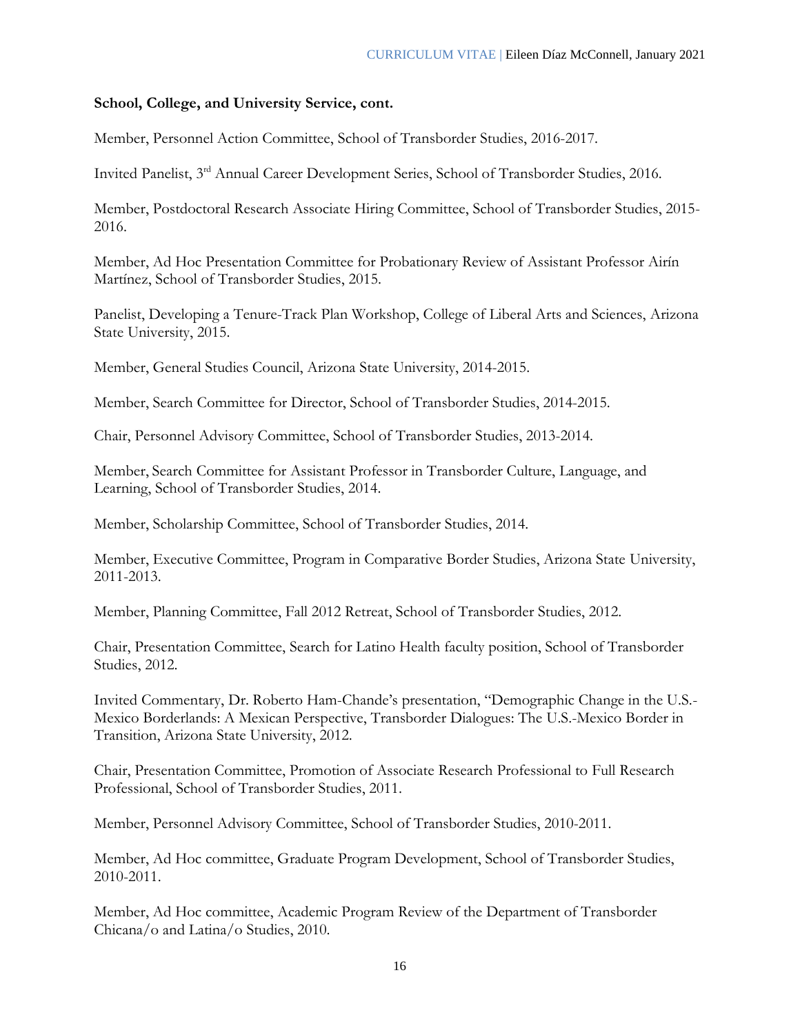**School, College, and University Service, cont.**

Member, Personnel Action Committee, School of Transborder Studies, 2016-2017.

Invited Panelist, 3rd Annual Career Development Series, School of Transborder Studies, 2016.

Member, Postdoctoral Research Associate Hiring Committee, School of Transborder Studies, 2015-2016.

Member, Ad Hoc Presentation Committee for Probationary Review of Assistant Professor Airín Martínez, School of Transborder Studies, 2015.

Panelist, Developing a Tenure-Track Plan Workshop, College of Liberal Arts and Sciences, Arizona State University, 2015.

Member, General Studies Council, Arizona State University, 2014-2015.

Member, Search Committee for Director, School of Transborder Studies, 2014-2015.

Chair, Personnel Advisory Committee, School of Transborder Studies, 2013-2014.

Member, Search Committee for Assistant Professor in Transborder Culture, Language, and Learning, School of Transborder Studies, 2014.

Member, Scholarship Committee, School of Transborder Studies, 2014.

Member, Executive Committee, Program in Comparative Border Studies, Arizona State University, 2011-2013.

Member, Planning Committee, Fall 2012 Retreat, School of Transborder Studies, 2012.

Chair, Presentation Committee, Search for Latino Health faculty position, School of Transborder Studies, 2012.

Invited Commentary, Dr. Roberto Ham-Chande's presentation, "Demographic Change in the U.S.-Mexico Borderlands: A Mexican Perspective, Transborder Dialogues: The U.S.-Mexico Border in Transition, Arizona State University, 2012.

Chair, Presentation Committee, Promotion of Associate Research Professional to Full Research Professional, School of Transborder Studies, 2011.

Member, Personnel Advisory Committee, School of Transborder Studies, 2010-2011.

Member, Ad Hoc committee, Graduate Program Development, School of Transborder Studies, 2010-2011.

Member, Ad Hoc committee, Academic Program Review of the Department of Transborder Chicana/o and Latina/o Studies, 2010.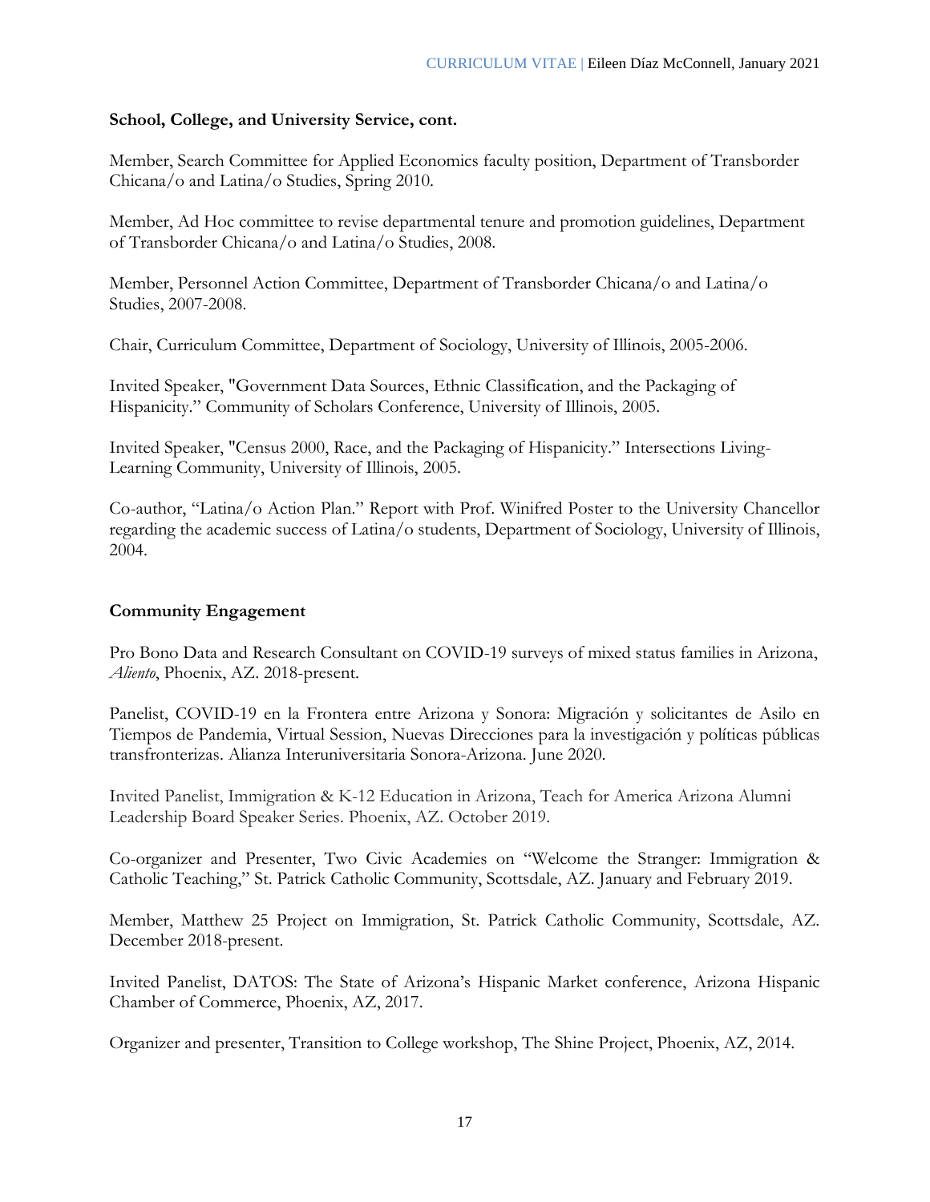**School, College, and University Service, cont.**

Member, Search Committee for Applied Economics faculty position, Department of Transborder Chicana/o and Latina/o Studies, Spring 2010.

Member, Ad Hoc committee to revise departmental tenure and promotion guidelines, Department of Transborder Chicana/o and Latina/o Studies, 2008.

Member, Personnel Action Committee, Department of Transborder Chicana/o and Latina/o Studies, 2007-2008.

Chair, Curriculum Committee, Department of Sociology, University of Illinois, 2005-2006.

Invited Speaker, "Government Data Sources, Ethnic Classification, and the Packaging of Hispanicity." Community of Scholars Conference, University of Illinois, 2005.

Invited Speaker, "Census 2000, Race, and the Packaging of Hispanicity." Intersections Living-Learning Community, University of Illinois, 2005.

Co-author, "Latina/o Action Plan." Report with Prof. Winifred Poster to the University Chancellor regarding the academic success of Latina/o students, Department of Sociology, University of Illinois, 2004.

**Community Engagement**

Pro Bono Data and Research Consultant on COVID-19 surveys of mixed status families in Arizona, *Aliento*, Phoenix, AZ. 2018-present.

Panelist, COVID-19 en la Frontera entre Arizona y Sonora: Migración y solicitantes de Asilo en Tiempos de Pandemia, Virtual Session, Nuevas Direcciones para la investigación y políticas públicas transfronterizas. Alianza Interuniversitaria Sonora-Arizona. June 2020.

Invited Panelist, Immigration & K-12 Education in Arizona, Teach for America Arizona Alumni Leadership Board Speaker Series. Phoenix, AZ. October 2019.

Co-organizer and Presenter, Two Civic Academies on "Welcome the Stranger: Immigration & Catholic Teaching," St. Patrick Catholic Community, Scottsdale, AZ. January and February 2019.

Member, Matthew 25 Project on Immigration, St. Patrick Catholic Community, Scottsdale, AZ. December 2018-present.

Invited Panelist, DATOS: The State of Arizona's Hispanic Market conference, Arizona Hispanic Chamber of Commerce, Phoenix, AZ, 2017.

Organizer and presenter, Transition to College workshop, The Shine Project, Phoenix, AZ, 2014.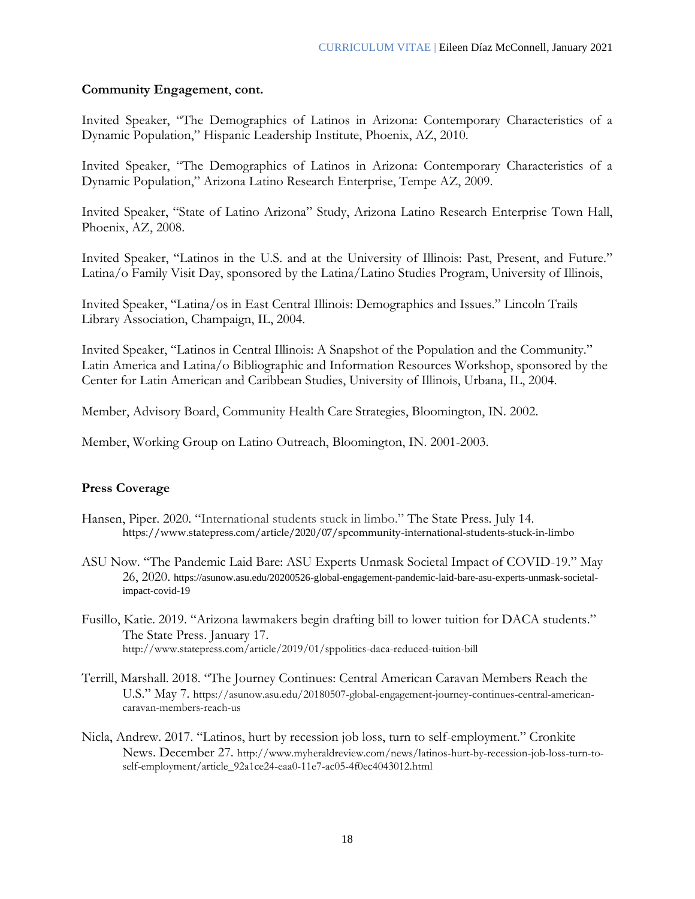**Community Engagement**, **cont.**

Invited Speaker, "The Demographics of Latinos in Arizona: Contemporary Characteristics of a Dynamic Population," Hispanic Leadership Institute, Phoenix, AZ, 2010.

Invited Speaker, "The Demographics of Latinos in Arizona: Contemporary Characteristics of a Dynamic Population," Arizona Latino Research Enterprise, Tempe AZ, 2009.

Invited Speaker, "State of Latino Arizona" Study, Arizona Latino Research Enterprise Town Hall, Phoenix, AZ, 2008.

Invited Speaker, "Latinos in the U.S. and at the University of Illinois: Past, Present, and Future." Latina/o Family Visit Day, sponsored by the Latina/Latino Studies Program, University of Illinois,

Invited Speaker, "Latina/os in East Central Illinois: Demographics and Issues." Lincoln Trails Library Association, Champaign, IL, 2004.

Invited Speaker, "Latinos in Central Illinois: A Snapshot of the Population and the Community." Latin America and Latina/o Bibliographic and Information Resources Workshop, sponsored by the Center for Latin American and Caribbean Studies, University of Illinois, Urbana, IL, 2004.

Member, Advisory Board, Community Health Care Strategies, Bloomington, IN. 2002.

Member, Working Group on Latino Outreach, Bloomington, IN. 2001-2003.

**Press Coverage**

Hansen, Piper. 2020. "International students stuck in limbo." The State Press. July 14. https://www.statepress.com/article/2020/07/spcommunity-international-students-stuck-in-limbo

ASU Now. "The Pandemic Laid Bare: ASU Experts Unmask Societal Impact of COVID-19." May 26, 2020. https://asunow.asu.edu/20200526-global-engagement-pandemic-laid-bare-asu-experts-unmask-societal-impact-covid-19

Fusillo, Katie. 2019. "Arizona lawmakers begin drafting bill to lower tuition for DACA students." The State Press. January 17. http://www.statepress.com/article/2019/01/sppolitics-daca-reduced-tuition-bill

Terrill, Marshall. 2018. "The Journey Continues: Central American Caravan Members Reach the U.S." May 7. https://asunow.asu.edu/20180507-global-engagement-journey-continues-central-american-caravan-members-reach-us

Nicla, Andrew. 2017. "Latinos, hurt by recession job loss, turn to self-employment." Cronkite News. December 27. http://www.myheraldreview.com/news/latinos-hurt-by-recession-job-loss-turn-to-self-employment/article_92a1ce24-eaa0-11e7-ac05-4f0ec4043012.html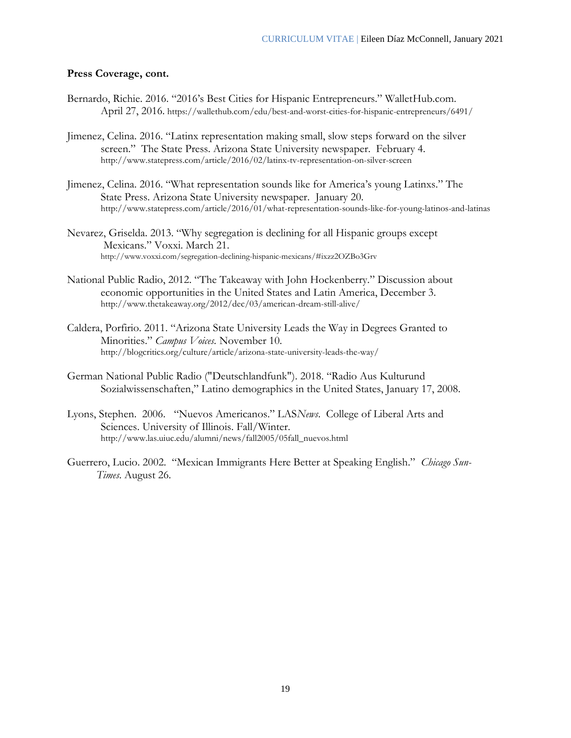**Press Coverage, cont.**

Bernardo, Richie. 2016. "2016's Best Cities for Hispanic Entrepreneurs." WalletHub.com. April 27, 2016. https://wallethub.com/edu/best-and-worst-cities-for-hispanic-entrepreneurs/6491/

Jimenez, Celina. 2016. "Latinx representation making small, slow steps forward on the silver screen." The State Press. Arizona State University newspaper. February 4. http://www.statepress.com/article/2016/02/latinx-tv-representation-on-silver-screen

Jimenez, Celina. 2016. "What representation sounds like for America's young Latinxs." The State Press. Arizona State University newspaper. January 20. http://www.statepress.com/article/2016/01/what-representation-sounds-like-for-young-latinos-and-latinas

Nevarez, Griselda. 2013. "Why segregation is declining for all Hispanic groups except Mexicans." Voxxi. March 21. http://www.voxxi.com/segregation-declining-hispanic-mexicans/#ixzz2OZBo3Grv

National Public Radio, 2012. "The Takeaway with John Hockenberry." Discussion about economic opportunities in the United States and Latin America, December 3. http://www.thetakeaway.org/2012/dec/03/american-dream-still-alive/

Caldera, Porfirio. 2011. "Arizona State University Leads the Way in Degrees Granted to Minorities." *Campus Voices.* November 10. http://blogcritics.org/culture/article/arizona-state-university-leads-the-way/

German National Public Radio ("Deutschlandfunk"). 2018. "Radio Aus Kulturund Sozialwissenschaften," Latino demographics in the United States, January 17, 2008.

Lyons, Stephen. 2006. "Nuevos Americanos." LAS*News*. College of Liberal Arts and Sciences. University of Illinois. Fall/Winter. http://www.las.uiuc.edu/alumni/news/fall2005/05fall_nuevos.html

Guerrero, Lucio. 2002. "Mexican Immigrants Here Better at Speaking English." *Chicago Sun-Times.* August 26.